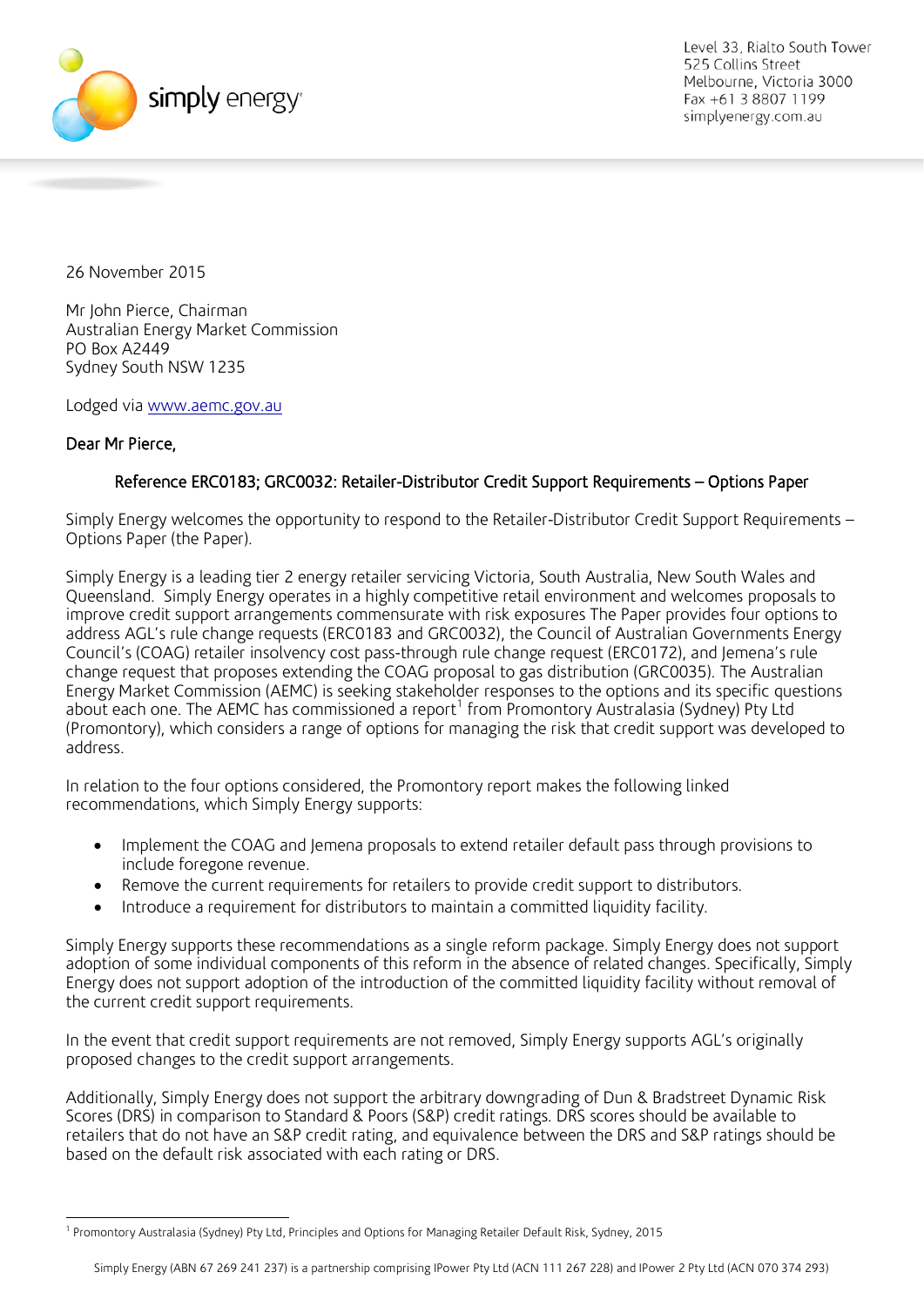simply energy

Level 33, Rialto South Tower
525 Collins Street
Melbourne, Victoria 3000
Fax +61 3 8807 1199
simplyenergy.com.au

26 November 2015

Mr John Pierce, Chairman
Australian Energy Market Commission
PO Box A2449
Sydney South NSW 1235

Lodged via www.aemc.gov.au

Dear Mr Pierce,

**Reference ERC0183; GRC0032: Retailer-Distributor Credit Support Requirements – Options Paper**

Simply Energy welcomes the opportunity to respond to the Retailer-Distributor Credit Support Requirements – Options Paper (the Paper).

Simply Energy is a leading tier 2 energy retailer servicing Victoria, South Australia, New South Wales and Queensland. Simply Energy operates in a highly competitive retail environment and welcomes proposals to improve credit support arrangements commensurate with risk exposures The Paper provides four options to address AGL's rule change requests (ERC0183 and GRC0032), the Council of Australian Governments Energy Council's (COAG) retailer insolvency cost pass-through rule change request (ERC0172), and Jemena's rule change request that proposes extending the COAG proposal to gas distribution (GRC0035). The Australian Energy Market Commission (AEMC) is seeking stakeholder responses to the options and its specific questions about each one. The AEMC has commissioned a report[1] from Promontory Australasia (Sydney) Pty Ltd (Promontory), which considers a range of options for managing the risk that credit support was developed to address.

In relation to the four options considered, the Promontory report makes the following linked recommendations, which Simply Energy supports:

- Implement the COAG and Jemena proposals to extend retailer default pass through provisions to include foregone revenue.
- Remove the current requirements for retailers to provide credit support to distributors.
- Introduce a requirement for distributors to maintain a committed liquidity facility.

Simply Energy supports these recommendations as a single reform package. Simply Energy does not support adoption of some individual components of this reform in the absence of related changes. Specifically, Simply Energy does not support adoption of the introduction of the committed liquidity facility without removal of the current credit support requirements.

In the event that credit support requirements are not removed, Simply Energy supports AGL's originally proposed changes to the credit support arrangements.

Additionally, Simply Energy does not support the arbitrary downgrading of Dun & Bradstreet Dynamic Risk Scores (DRS) in comparison to Standard & Poors (S&P) credit ratings. DRS scores should be available to retailers that do not have an S&P credit rating, and equivalence between the DRS and S&P ratings should be based on the default risk associated with each rating or DRS.

[1] Promontory Australasia (Sydney) Pty Ltd, Principles and Options for Managing Retailer Default Risk, Sydney, 2015

Simply Energy (ABN 67 269 241 237) is a partnership comprising IPower Pty Ltd (ACN 111 267 228) and IPower 2 Pty Ltd (ACN 070 374 293)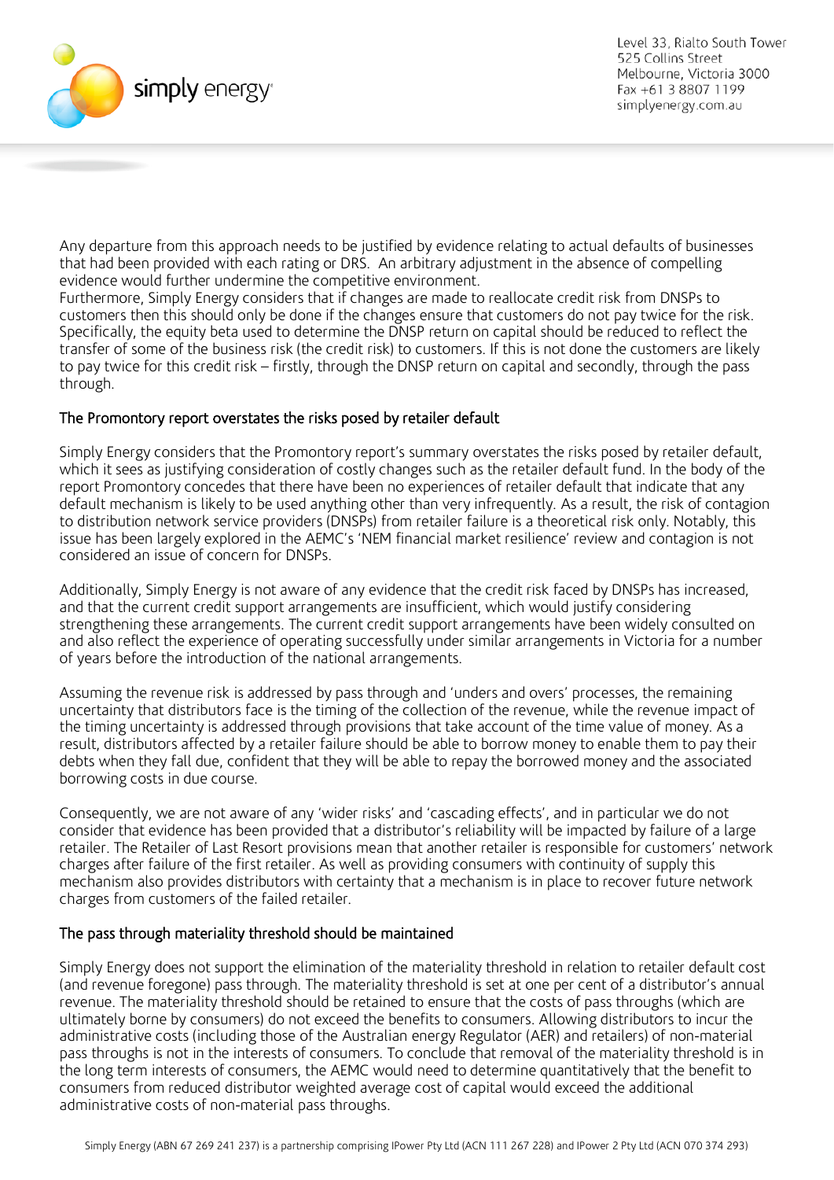Any departure from this approach needs to be justified by evidence relating to actual defaults of businesses that had been provided with each rating or DRS. An arbitrary adjustment in the absence of compelling evidence would further undermine the competitive environment.
Furthermore, Simply Energy considers that if changes are made to reallocate credit risk from DNSPs to customers then this should only be done if the changes ensure that customers do not pay twice for the risk. Specifically, the equity beta used to determine the DNSP return on capital should be reduced to reflect the transfer of some of the business risk (the credit risk) to customers. If this is not done the customers are likely to pay twice for this credit risk – firstly, through the DNSP return on capital and secondly, through the pass through.

## The Promontory report overstates the risks posed by retailer default

Simply Energy considers that the Promontory report's summary overstates the risks posed by retailer default, which it sees as justifying consideration of costly changes such as the retailer default fund. In the body of the report Promontory concedes that there have been no experiences of retailer default that indicate that any default mechanism is likely to be used anything other than very infrequently. As a result, the risk of contagion to distribution network service providers (DNSPs) from retailer failure is a theoretical risk only. Notably, this issue has been largely explored in the AEMC's 'NEM financial market resilience' review and contagion is not considered an issue of concern for DNSPs.

Additionally, Simply Energy is not aware of any evidence that the credit risk faced by DNSPs has increased, and that the current credit support arrangements are insufficient, which would justify considering strengthening these arrangements. The current credit support arrangements have been widely consulted on and also reflect the experience of operating successfully under similar arrangements in Victoria for a number of years before the introduction of the national arrangements.

Assuming the revenue risk is addressed by pass through and 'unders and overs' processes, the remaining uncertainty that distributors face is the timing of the collection of the revenue, while the revenue impact of the timing uncertainty is addressed through provisions that take account of the time value of money. As a result, distributors affected by a retailer failure should be able to borrow money to enable them to pay their debts when they fall due, confident that they will be able to repay the borrowed money and the associated borrowing costs in due course.

Consequently, we are not aware of any 'wider risks' and 'cascading effects', and in particular we do not consider that evidence has been provided that a distributor's reliability will be impacted by failure of a large retailer. The Retailer of Last Resort provisions mean that another retailer is responsible for customers' network charges after failure of the first retailer. As well as providing consumers with continuity of supply this mechanism also provides distributors with certainty that a mechanism is in place to recover future network charges from customers of the failed retailer.

## The pass through materiality threshold should be maintained

Simply Energy does not support the elimination of the materiality threshold in relation to retailer default cost (and revenue foregone) pass through. The materiality threshold is set at one per cent of a distributor's annual revenue. The materiality threshold should be retained to ensure that the costs of pass throughs (which are ultimately borne by consumers) do not exceed the benefits to consumers. Allowing distributors to incur the administrative costs (including those of the Australian energy Regulator (AER) and retailers) of non-material pass throughs is not in the interests of consumers. To conclude that removal of the materiality threshold is in the long term interests of consumers, the AEMC would need to determine quantitatively that the benefit to consumers from reduced distributor weighted average cost of capital would exceed the additional administrative costs of non-material pass throughs.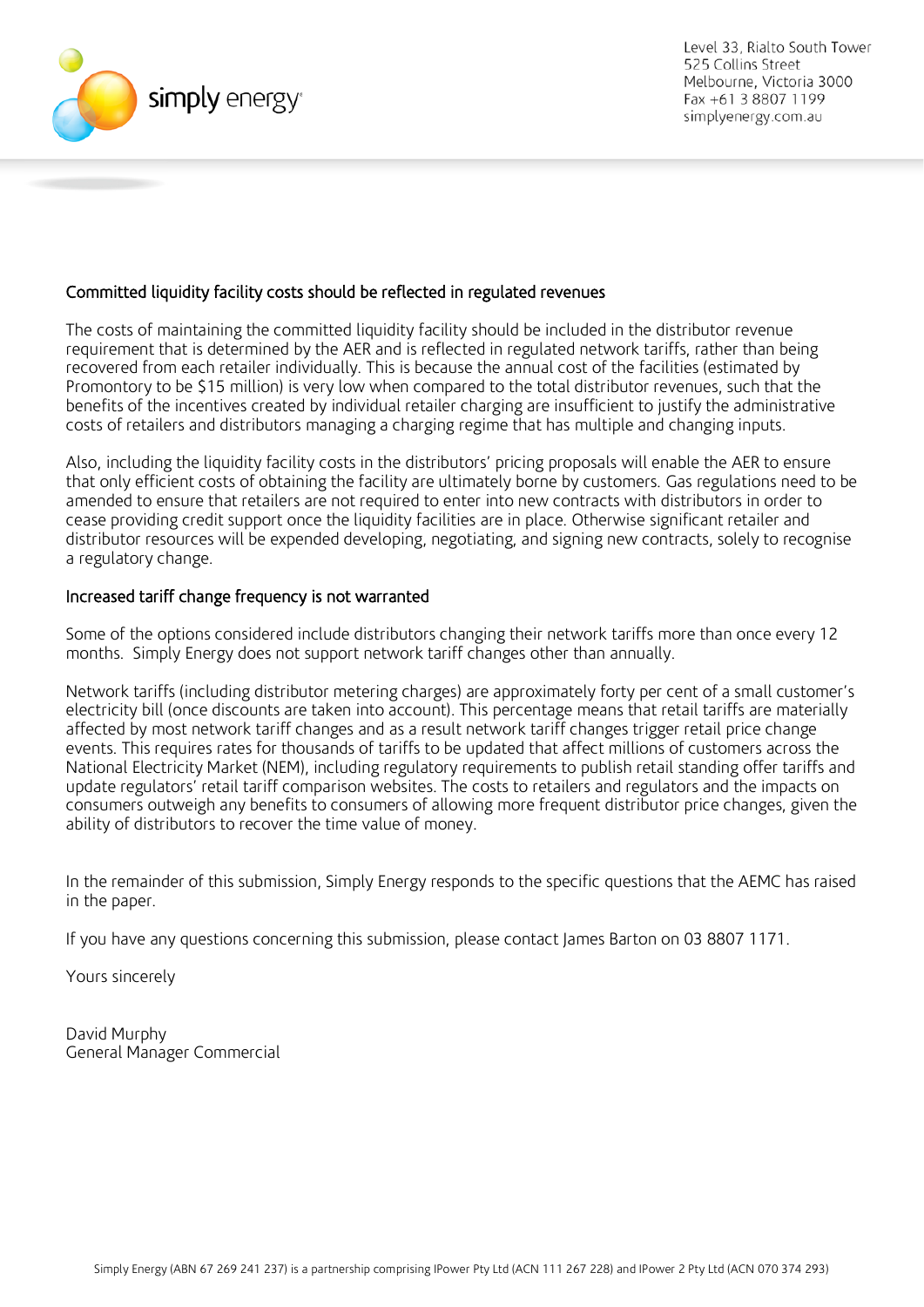## Committed liquidity facility costs should be reflected in regulated revenues

The costs of maintaining the committed liquidity facility should be included in the distributor revenue requirement that is determined by the AER and is reflected in regulated network tariffs, rather than being recovered from each retailer individually. This is because the annual cost of the facilities (estimated by Promontory to be $15 million) is very low when compared to the total distributor revenues, such that the benefits of the incentives created by individual retailer charging are insufficient to justify the administrative costs of retailers and distributors managing a charging regime that has multiple and changing inputs.

Also, including the liquidity facility costs in the distributors' pricing proposals will enable the AER to ensure that only efficient costs of obtaining the facility are ultimately borne by customers. Gas regulations need to be amended to ensure that retailers are not required to enter into new contracts with distributors in order to cease providing credit support once the liquidity facilities are in place. Otherwise significant retailer and distributor resources will be expended developing, negotiating, and signing new contracts, solely to recognise a regulatory change.

## Increased tariff change frequency is not warranted

Some of the options considered include distributors changing their network tariffs more than once every 12 months. Simply Energy does not support network tariff changes other than annually.

Network tariffs (including distributor metering charges) are approximately forty per cent of a small customer's electricity bill (once discounts are taken into account). This percentage means that retail tariffs are materially affected by most network tariff changes and as a result network tariff changes trigger retail price change events. This requires rates for thousands of tariffs to be updated that affect millions of customers across the National Electricity Market (NEM), including regulatory requirements to publish retail standing offer tariffs and update regulators' retail tariff comparison websites. The costs to retailers and regulators and the impacts on consumers outweigh any benefits to consumers of allowing more frequent distributor price changes, given the ability of distributors to recover the time value of money.

In the remainder of this submission, Simply Energy responds to the specific questions that the AEMC has raised in the paper.

If you have any questions concerning this submission, please contact James Barton on 03 8807 1171.

Yours sincerely

David Murphy
General Manager Commercial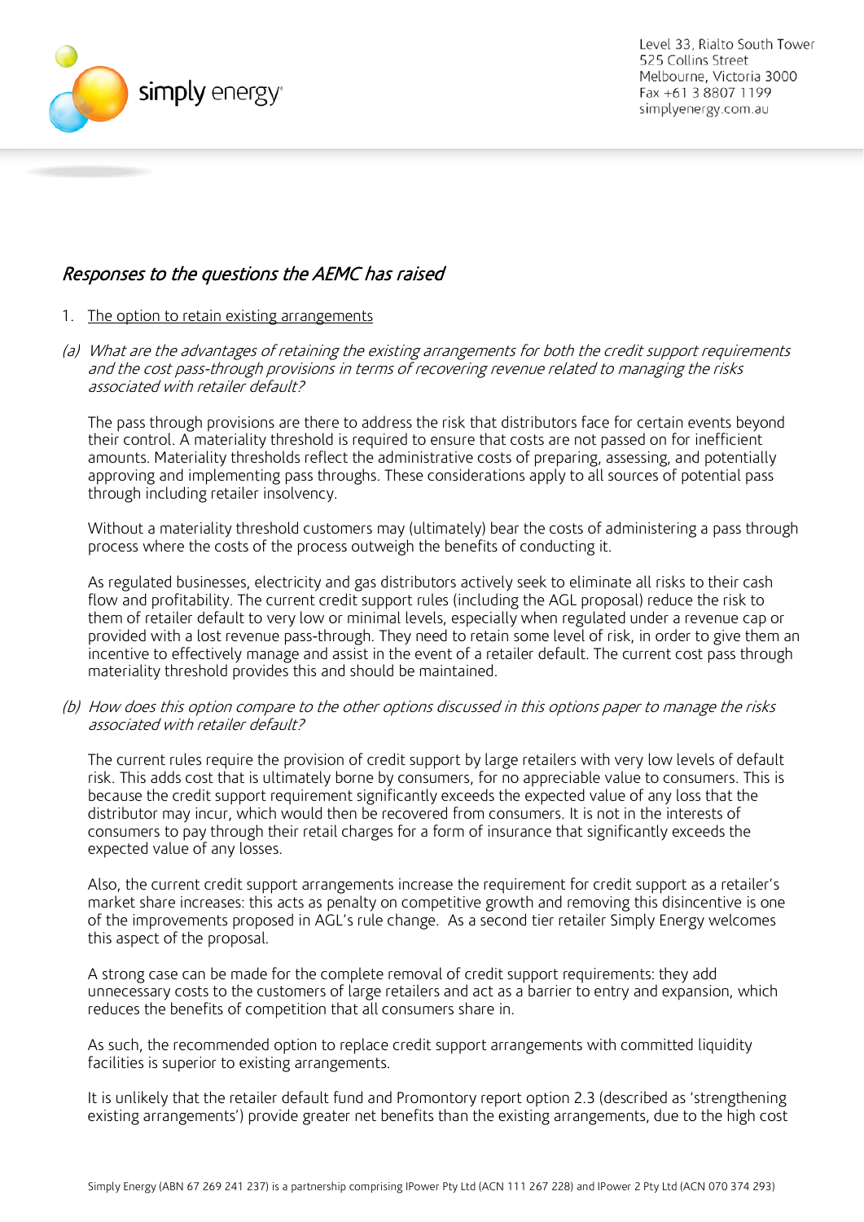## *Responses to the questions the AEMC has raised*

1. <u>The option to retain existing arrangements</u>

*(a) What are the advantages of retaining the existing arrangements for both the credit support requirements and the cost pass-through provisions in terms of recovering revenue related to managing the risks associated with retailer default?*

The pass through provisions are there to address the risk that distributors face for certain events beyond their control. A materiality threshold is required to ensure that costs are not passed on for inefficient amounts. Materiality thresholds reflect the administrative costs of preparing, assessing, and potentially approving and implementing pass throughs. These considerations apply to all sources of potential pass through including retailer insolvency.

Without a materiality threshold customers may (ultimately) bear the costs of administering a pass through process where the costs of the process outweigh the benefits of conducting it.

As regulated businesses, electricity and gas distributors actively seek to eliminate all risks to their cash flow and profitability. The current credit support rules (including the AGL proposal) reduce the risk to them of retailer default to very low or minimal levels, especially when regulated under a revenue cap or provided with a lost revenue pass-through. They need to retain some level of risk, in order to give them an incentive to effectively manage and assist in the event of a retailer default. The current cost pass through materiality threshold provides this and should be maintained.

*(b) How does this option compare to the other options discussed in this options paper to manage the risks associated with retailer default?*

The current rules require the provision of credit support by large retailers with very low levels of default risk. This adds cost that is ultimately borne by consumers, for no appreciable value to consumers. This is because the credit support requirement significantly exceeds the expected value of any loss that the distributor may incur, which would then be recovered from consumers. It is not in the interests of consumers to pay through their retail charges for a form of insurance that significantly exceeds the expected value of any losses.

Also, the current credit support arrangements increase the requirement for credit support as a retailer's market share increases: this acts as penalty on competitive growth and removing this disincentive is one of the improvements proposed in AGL's rule change. As a second tier retailer Simply Energy welcomes this aspect of the proposal.

A strong case can be made for the complete removal of credit support requirements: they add unnecessary costs to the customers of large retailers and act as a barrier to entry and expansion, which reduces the benefits of competition that all consumers share in.

As such, the recommended option to replace credit support arrangements with committed liquidity facilities is superior to existing arrangements.

It is unlikely that the retailer default fund and Promontory report option 2.3 (described as 'strengthening existing arrangements') provide greater net benefits than the existing arrangements, due to the high cost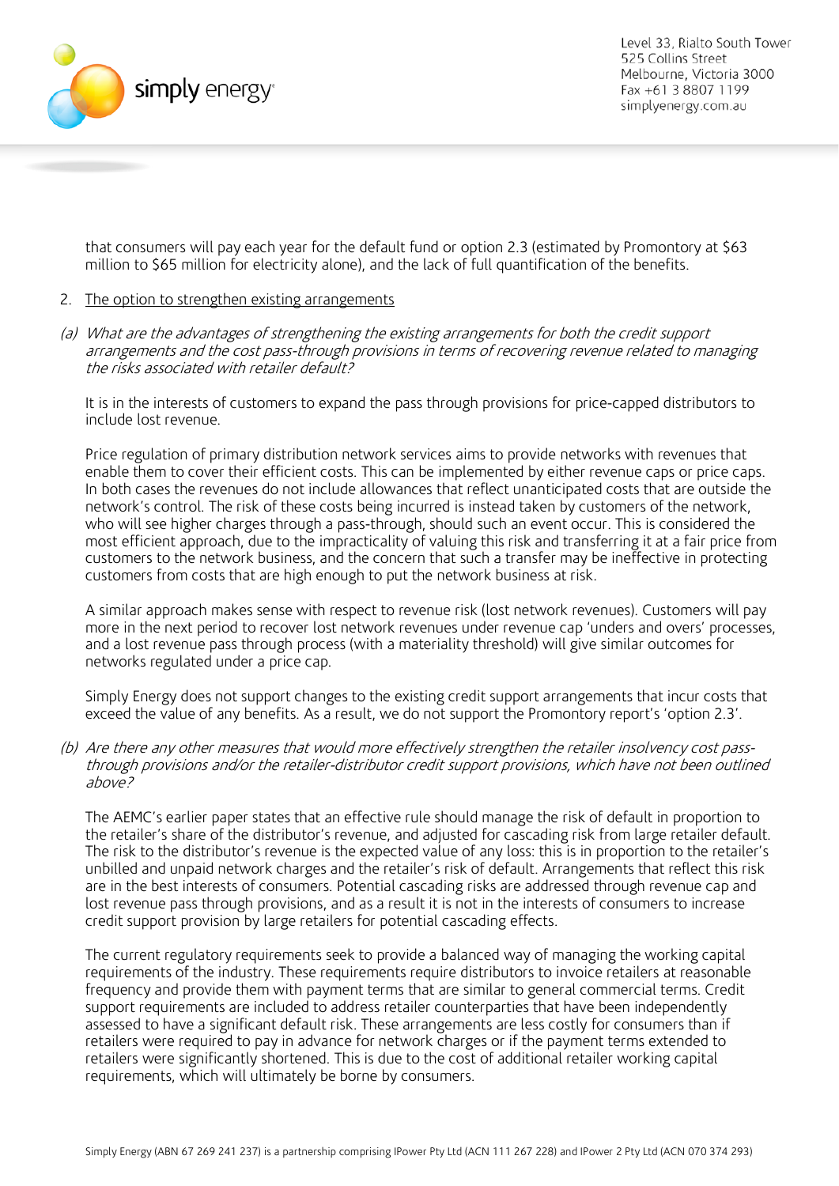that consumers will pay each year for the default fund or option 2.3 (estimated by Promontory at $63 million to $65 million for electricity alone), and the lack of full quantification of the benefits.

2. <u>The option to strengthen existing arrangements</u>

*(a) What are the advantages of strengthening the existing arrangements for both the credit support arrangements and the cost pass-through provisions in terms of recovering revenue related to managing the risks associated with retailer default?*

It is in the interests of customers to expand the pass through provisions for price-capped distributors to include lost revenue.

Price regulation of primary distribution network services aims to provide networks with revenues that enable them to cover their efficient costs. This can be implemented by either revenue caps or price caps. In both cases the revenues do not include allowances that reflect unanticipated costs that are outside the network's control. The risk of these costs being incurred is instead taken by customers of the network, who will see higher charges through a pass-through, should such an event occur. This is considered the most efficient approach, due to the impracticality of valuing this risk and transferring it at a fair price from customers to the network business, and the concern that such a transfer may be ineffective in protecting customers from costs that are high enough to put the network business at risk.

A similar approach makes sense with respect to revenue risk (lost network revenues). Customers will pay more in the next period to recover lost network revenues under revenue cap 'unders and overs' processes, and a lost revenue pass through process (with a materiality threshold) will give similar outcomes for networks regulated under a price cap.

Simply Energy does not support changes to the existing credit support arrangements that incur costs that exceed the value of any benefits. As a result, we do not support the Promontory report's 'option 2.3'.

*(b) Are there any other measures that would more effectively strengthen the retailer insolvency cost pass-through provisions and/or the retailer-distributor credit support provisions, which have not been outlined above?*

The AEMC's earlier paper states that an effective rule should manage the risk of default in proportion to the retailer's share of the distributor's revenue, and adjusted for cascading risk from large retailer default. The risk to the distributor's revenue is the expected value of any loss: this is in proportion to the retailer's unbilled and unpaid network charges and the retailer's risk of default. Arrangements that reflect this risk are in the best interests of consumers. Potential cascading risks are addressed through revenue cap and lost revenue pass through provisions, and as a result it is not in the interests of consumers to increase credit support provision by large retailers for potential cascading effects.

The current regulatory requirements seek to provide a balanced way of managing the working capital requirements of the industry. These requirements require distributors to invoice retailers at reasonable frequency and provide them with payment terms that are similar to general commercial terms. Credit support requirements are included to address retailer counterparties that have been independently assessed to have a significant default risk. These arrangements are less costly for consumers than if retailers were required to pay in advance for network charges or if the payment terms extended to retailers were significantly shortened. This is due to the cost of additional retailer working capital requirements, which will ultimately be borne by consumers.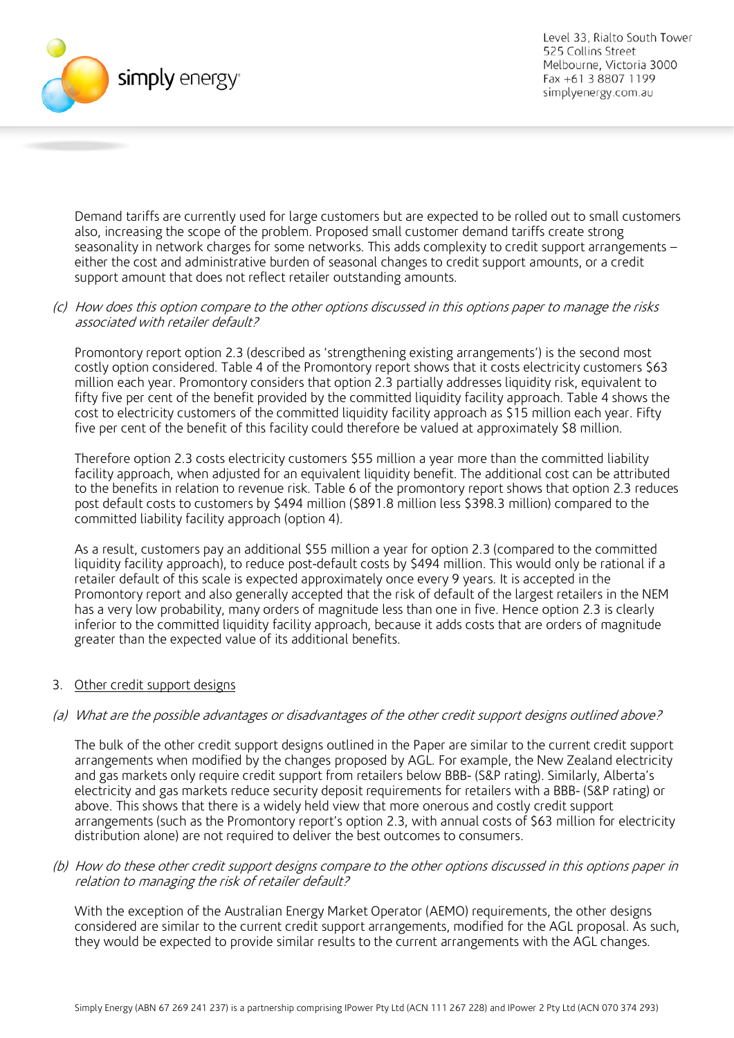Demand tariffs are currently used for large customers but are expected to be rolled out to small customers also, increasing the scope of the problem. Proposed small customer demand tariffs create strong seasonality in network charges for some networks. This adds complexity to credit support arrangements – either the cost and administrative burden of seasonal changes to credit support amounts, or a credit support amount that does not reflect retailer outstanding amounts.

*(c) How does this option compare to the other options discussed in this options paper to manage the risks associated with retailer default?*

Promontory report option 2.3 (described as 'strengthening existing arrangements') is the second most costly option considered. Table 4 of the Promontory report shows that it costs electricity customers $63 million each year. Promontory considers that option 2.3 partially addresses liquidity risk, equivalent to fifty five per cent of the benefit provided by the committed liquidity facility approach. Table 4 shows the cost to electricity customers of the committed liquidity facility approach as $15 million each year. Fifty five per cent of the benefit of this facility could therefore be valued at approximately $8 million.

Therefore option 2.3 costs electricity customers $55 million a year more than the committed liability facility approach, when adjusted for an equivalent liquidity benefit. The additional cost can be attributed to the benefits in relation to revenue risk. Table 6 of the promontory report shows that option 2.3 reduces post default costs to customers by $494 million ($891.8 million less $398.3 million) compared to the committed liability facility approach (option 4).

As a result, customers pay an additional $55 million a year for option 2.3 (compared to the committed liquidity facility approach), to reduce post-default costs by $494 million. This would only be rational if a retailer default of this scale is expected approximately once every 9 years. It is accepted in the Promontory report and also generally accepted that the risk of default of the largest retailers in the NEM has a very low probability, many orders of magnitude less than one in five. Hence option 2.3 is clearly inferior to the committed liquidity facility approach, because it adds costs that are orders of magnitude greater than the expected value of its additional benefits.

3. <u>Other credit support designs</u>

*(a) What are the possible advantages or disadvantages of the other credit support designs outlined above?*

The bulk of the other credit support designs outlined in the Paper are similar to the current credit support arrangements when modified by the changes proposed by AGL. For example, the New Zealand electricity and gas markets only require credit support from retailers below BBB- (S&P rating). Similarly, Alberta's electricity and gas markets reduce security deposit requirements for retailers with a BBB- (S&P rating) or above. This shows that there is a widely held view that more onerous and costly credit support arrangements (such as the Promontory report's option 2.3, with annual costs of $63 million for electricity distribution alone) are not required to deliver the best outcomes to consumers.

*(b) How do these other credit support designs compare to the other options discussed in this options paper in relation to managing the risk of retailer default?*

With the exception of the Australian Energy Market Operator (AEMO) requirements, the other designs considered are similar to the current credit support arrangements, modified for the AGL proposal. As such, they would be expected to provide similar results to the current arrangements with the AGL changes.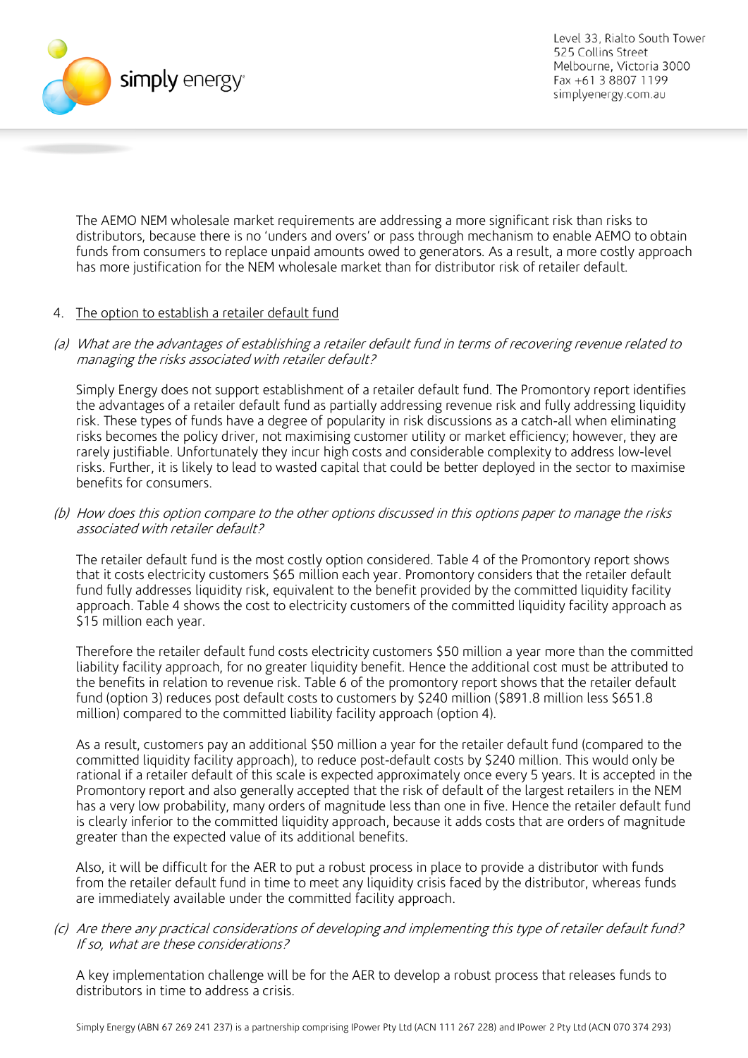The AEMO NEM wholesale market requirements are addressing a more significant risk than risks to distributors, because there is no 'unders and overs' or pass through mechanism to enable AEMO to obtain funds from consumers to replace unpaid amounts owed to generators. As a result, a more costly approach has more justification for the NEM wholesale market than for distributor risk of retailer default.

4. <u>The option to establish a retailer default fund</u>

*(a) What are the advantages of establishing a retailer default fund in terms of recovering revenue related to managing the risks associated with retailer default?*

Simply Energy does not support establishment of a retailer default fund. The Promontory report identifies the advantages of a retailer default fund as partially addressing revenue risk and fully addressing liquidity risk. These types of funds have a degree of popularity in risk discussions as a catch-all when eliminating risks becomes the policy driver, not maximising customer utility or market efficiency; however, they are rarely justifiable. Unfortunately they incur high costs and considerable complexity to address low-level risks. Further, it is likely to lead to wasted capital that could be better deployed in the sector to maximise benefits for consumers.

*(b) How does this option compare to the other options discussed in this options paper to manage the risks associated with retailer default?*

The retailer default fund is the most costly option considered. Table 4 of the Promontory report shows that it costs electricity customers $65 million each year. Promontory considers that the retailer default fund fully addresses liquidity risk, equivalent to the benefit provided by the committed liquidity facility approach. Table 4 shows the cost to electricity customers of the committed liquidity facility approach as $15 million each year.

Therefore the retailer default fund costs electricity customers $50 million a year more than the committed liability facility approach, for no greater liquidity benefit. Hence the additional cost must be attributed to the benefits in relation to revenue risk. Table 6 of the promontory report shows that the retailer default fund (option 3) reduces post default costs to customers by $240 million ($891.8 million less $651.8 million) compared to the committed liability facility approach (option 4).

As a result, customers pay an additional $50 million a year for the retailer default fund (compared to the committed liquidity facility approach), to reduce post-default costs by $240 million. This would only be rational if a retailer default of this scale is expected approximately once every 5 years. It is accepted in the Promontory report and also generally accepted that the risk of default of the largest retailers in the NEM has a very low probability, many orders of magnitude less than one in five. Hence the retailer default fund is clearly inferior to the committed liquidity approach, because it adds costs that are orders of magnitude greater than the expected value of its additional benefits.

Also, it will be difficult for the AER to put a robust process in place to provide a distributor with funds from the retailer default fund in time to meet any liquidity crisis faced by the distributor, whereas funds are immediately available under the committed facility approach.

*(c) Are there any practical considerations of developing and implementing this type of retailer default fund? If so, what are these considerations?*

A key implementation challenge will be for the AER to develop a robust process that releases funds to distributors in time to address a crisis.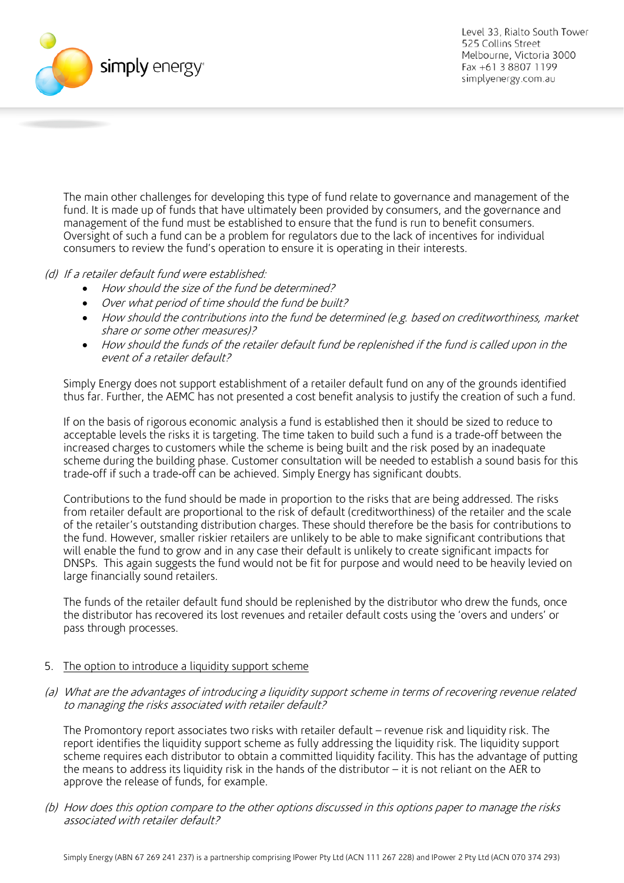The main other challenges for developing this type of fund relate to governance and management of the fund. It is made up of funds that have ultimately been provided by consumers, and the governance and management of the fund must be established to ensure that the fund is run to benefit consumers. Oversight of such a fund can be a problem for regulators due to the lack of incentives for individual consumers to review the fund's operation to ensure it is operating in their interests.

*(d) If a retailer default fund were established:*

- *How should the size of the fund be determined?*
- *Over what period of time should the fund be built?*
- *How should the contributions into the fund be determined (e.g. based on creditworthiness, market share or some other measures)?*
- *How should the funds of the retailer default fund be replenished if the fund is called upon in the event of a retailer default?*

Simply Energy does not support establishment of a retailer default fund on any of the grounds identified thus far. Further, the AEMC has not presented a cost benefit analysis to justify the creation of such a fund.

If on the basis of rigorous economic analysis a fund is established then it should be sized to reduce to acceptable levels the risks it is targeting. The time taken to build such a fund is a trade-off between the increased charges to customers while the scheme is being built and the risk posed by an inadequate scheme during the building phase. Customer consultation will be needed to establish a sound basis for this trade-off if such a trade-off can be achieved. Simply Energy has significant doubts.

Contributions to the fund should be made in proportion to the risks that are being addressed. The risks from retailer default are proportional to the risk of default (creditworthiness) of the retailer and the scale of the retailer's outstanding distribution charges. These should therefore be the basis for contributions to the fund. However, smaller riskier retailers are unlikely to be able to make significant contributions that will enable the fund to grow and in any case their default is unlikely to create significant impacts for DNSPs. This again suggests the fund would not be fit for purpose and would need to be heavily levied on large financially sound retailers.

The funds of the retailer default fund should be replenished by the distributor who drew the funds, once the distributor has recovered its lost revenues and retailer default costs using the 'overs and unders' or pass through processes.

5. <u>The option to introduce a liquidity support scheme</u>

*(a) What are the advantages of introducing a liquidity support scheme in terms of recovering revenue related to managing the risks associated with retailer default?*

The Promontory report associates two risks with retailer default – revenue risk and liquidity risk. The report identifies the liquidity support scheme as fully addressing the liquidity risk. The liquidity support scheme requires each distributor to obtain a committed liquidity facility. This has the advantage of putting the means to address its liquidity risk in the hands of the distributor – it is not reliant on the AER to approve the release of funds, for example.

*(b) How does this option compare to the other options discussed in this options paper to manage the risks associated with retailer default?*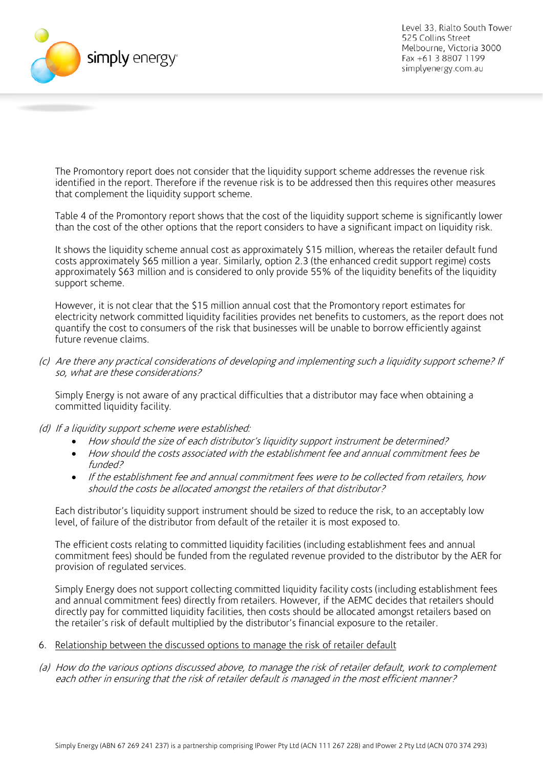The Promontory report does not consider that the liquidity support scheme addresses the revenue risk identified in the report. Therefore if the revenue risk is to be addressed then this requires other measures that complement the liquidity support scheme.

Table 4 of the Promontory report shows that the cost of the liquidity support scheme is significantly lower than the cost of the other options that the report considers to have a significant impact on liquidity risk.

It shows the liquidity scheme annual cost as approximately $15 million, whereas the retailer default fund costs approximately $65 million a year. Similarly, option 2.3 (the enhanced credit support regime) costs approximately $63 million and is considered to only provide 55% of the liquidity benefits of the liquidity support scheme.

However, it is not clear that the $15 million annual cost that the Promontory report estimates for electricity network committed liquidity facilities provides net benefits to customers, as the report does not quantify the cost to consumers of the risk that businesses will be unable to borrow efficiently against future revenue claims.

(c) *Are there any practical considerations of developing and implementing such a liquidity support scheme? If so, what are these considerations?*

Simply Energy is not aware of any practical difficulties that a distributor may face when obtaining a committed liquidity facility.

(d) *If a liquidity support scheme were established:*

- *How should the size of each distributor's liquidity support instrument be determined?*
- *How should the costs associated with the establishment fee and annual commitment fees be funded?*
- *If the establishment fee and annual commitment fees were to be collected from retailers, how should the costs be allocated amongst the retailers of that distributor?*

Each distributor's liquidity support instrument should be sized to reduce the risk, to an acceptably low level, of failure of the distributor from default of the retailer it is most exposed to.

The efficient costs relating to committed liquidity facilities (including establishment fees and annual commitment fees) should be funded from the regulated revenue provided to the distributor by the AER for provision of regulated services.

Simply Energy does not support collecting committed liquidity facility costs (including establishment fees and annual commitment fees) directly from retailers. However, if the AEMC decides that retailers should directly pay for committed liquidity facilities, then costs should be allocated amongst retailers based on the retailer's risk of default multiplied by the distributor's financial exposure to the retailer.

6. <u>Relationship between the discussed options to manage the risk of retailer default</u>

(a) *How do the various options discussed above, to manage the risk of retailer default, work to complement each other in ensuring that the risk of retailer default is managed in the most efficient manner?*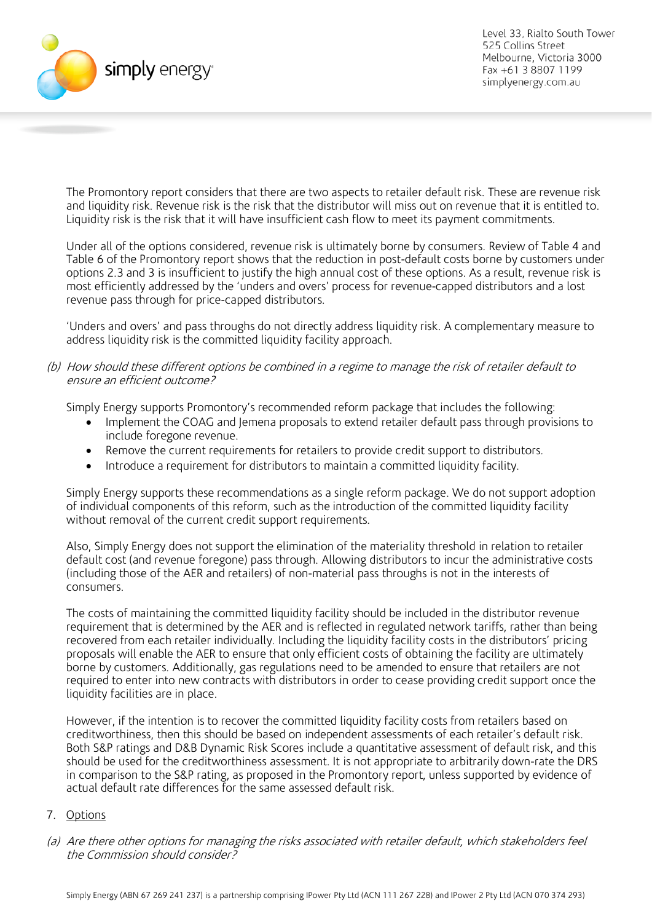The Promontory report considers that there are two aspects to retailer default risk. These are revenue risk and liquidity risk. Revenue risk is the risk that the distributor will miss out on revenue that it is entitled to. Liquidity risk is the risk that it will have insufficient cash flow to meet its payment commitments.

Under all of the options considered, revenue risk is ultimately borne by consumers. Review of Table 4 and Table 6 of the Promontory report shows that the reduction in post-default costs borne by customers under options 2.3 and 3 is insufficient to justify the high annual cost of these options. As a result, revenue risk is most efficiently addressed by the 'unders and overs' process for revenue-capped distributors and a lost revenue pass through for price-capped distributors.

'Unders and overs' and pass throughs do not directly address liquidity risk. A complementary measure to address liquidity risk is the committed liquidity facility approach.

*(b) How should these different options be combined in a regime to manage the risk of retailer default to ensure an efficient outcome?*

Simply Energy supports Promontory's recommended reform package that includes the following:

- Implement the COAG and Jemena proposals to extend retailer default pass through provisions to include foregone revenue.
- Remove the current requirements for retailers to provide credit support to distributors.
- Introduce a requirement for distributors to maintain a committed liquidity facility.

Simply Energy supports these recommendations as a single reform package. We do not support adoption of individual components of this reform, such as the introduction of the committed liquidity facility without removal of the current credit support requirements.

Also, Simply Energy does not support the elimination of the materiality threshold in relation to retailer default cost (and revenue foregone) pass through. Allowing distributors to incur the administrative costs (including those of the AER and retailers) of non-material pass throughs is not in the interests of consumers.

The costs of maintaining the committed liquidity facility should be included in the distributor revenue requirement that is determined by the AER and is reflected in regulated network tariffs, rather than being recovered from each retailer individually. Including the liquidity facility costs in the distributors' pricing proposals will enable the AER to ensure that only efficient costs of obtaining the facility are ultimately borne by customers. Additionally, gas regulations need to be amended to ensure that retailers are not required to enter into new contracts with distributors in order to cease providing credit support once the liquidity facilities are in place.

However, if the intention is to recover the committed liquidity facility costs from retailers based on creditworthiness, then this should be based on independent assessments of each retailer's default risk. Both S&P ratings and D&B Dynamic Risk Scores include a quantitative assessment of default risk, and this should be used for the creditworthiness assessment. It is not appropriate to arbitrarily down-rate the DRS in comparison to the S&P rating, as proposed in the Promontory report, unless supported by evidence of actual default rate differences for the same assessed default risk.

7. Options

*(a) Are there other options for managing the risks associated with retailer default, which stakeholders feel the Commission should consider?*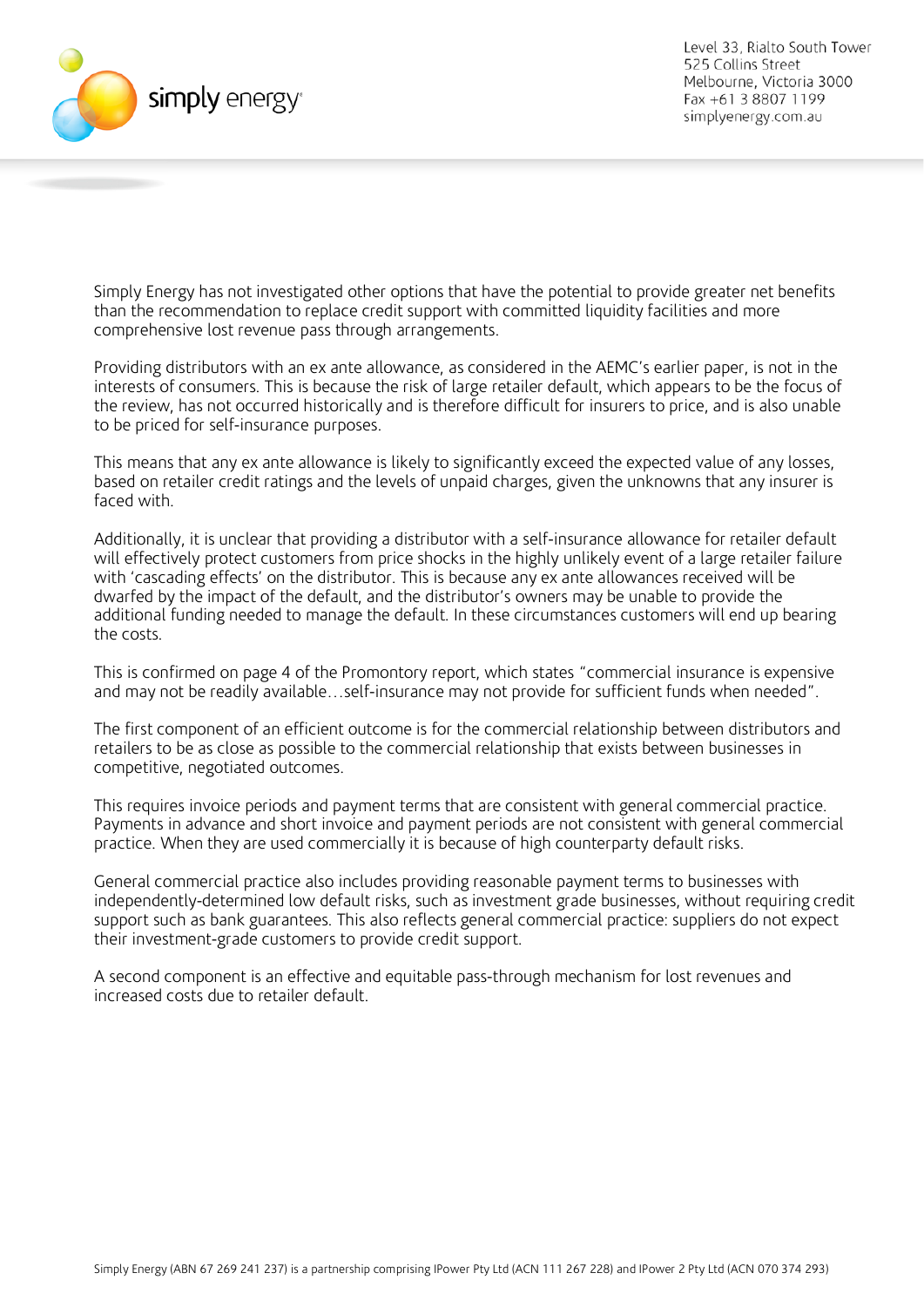Simply Energy has not investigated other options that have the potential to provide greater net benefits than the recommendation to replace credit support with committed liquidity facilities and more comprehensive lost revenue pass through arrangements.

Providing distributors with an ex ante allowance, as considered in the AEMC's earlier paper, is not in the interests of consumers. This is because the risk of large retailer default, which appears to be the focus of the review, has not occurred historically and is therefore difficult for insurers to price, and is also unable to be priced for self-insurance purposes.

This means that any ex ante allowance is likely to significantly exceed the expected value of any losses, based on retailer credit ratings and the levels of unpaid charges, given the unknowns that any insurer is faced with.

Additionally, it is unclear that providing a distributor with a self-insurance allowance for retailer default will effectively protect customers from price shocks in the highly unlikely event of a large retailer failure with 'cascading effects' on the distributor. This is because any ex ante allowances received will be dwarfed by the impact of the default, and the distributor's owners may be unable to provide the additional funding needed to manage the default. In these circumstances customers will end up bearing the costs.

This is confirmed on page 4 of the Promontory report, which states "commercial insurance is expensive and may not be readily available…self-insurance may not provide for sufficient funds when needed".

The first component of an efficient outcome is for the commercial relationship between distributors and retailers to be as close as possible to the commercial relationship that exists between businesses in competitive, negotiated outcomes.

This requires invoice periods and payment terms that are consistent with general commercial practice. Payments in advance and short invoice and payment periods are not consistent with general commercial practice. When they are used commercially it is because of high counterparty default risks.

General commercial practice also includes providing reasonable payment terms to businesses with independently-determined low default risks, such as investment grade businesses, without requiring credit support such as bank guarantees. This also reflects general commercial practice: suppliers do not expect their investment-grade customers to provide credit support.

A second component is an effective and equitable pass-through mechanism for lost revenues and increased costs due to retailer default.